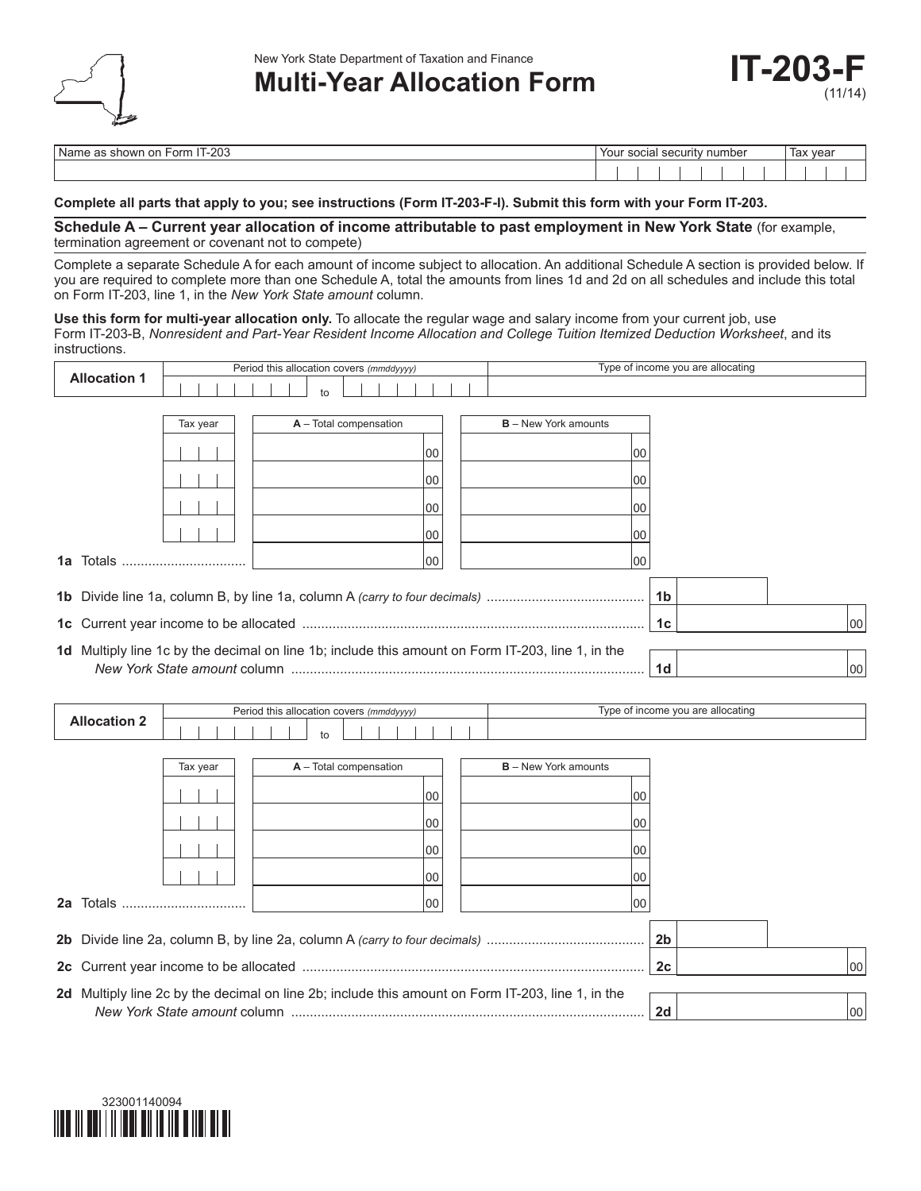New York State Department of Taxation and Finance

# Multi-Year Allocation Form

**IT-203-F** (11/14)

| Name as shown on Form IT-203 | Your social security number | Tax year |
|---|---|---|
| | | |

**Complete all parts that apply to you; see instructions (Form IT-203-F-I). Submit this form with your Form IT-203.**

## Schedule A – Current year allocation of income attributable to past employment in New York State (for example, termination agreement or covenant not to compete)

Complete a separate Schedule A for each amount of income subject to allocation. An additional Schedule A section is provided below. If you are required to complete more than one Schedule A, total the amounts from lines 1d and 2d on all schedules and include this total on Form IT-203, line 1, in the *New York State amount* column.

**Use this form for multi-year allocation only.** To allocate the regular wage and salary income from your current job, use Form IT-203-B, *Nonresident and Part-Year Resident Income Allocation and College Tuition Itemized Deduction Worksheet*, and its instructions.

| **Allocation 1** | Period this allocation covers *(mmddyyyy)* | Type of income you are allocating |
|---|---|---|
| | to | |

| | Tax year | A – Total compensation | B – New York amounts |
|---|---|---|---|
| | | 00 | 00 |
| | | 00 | 00 |
| | | 00 | 00 |
| | | 00 | 00 |
| **1a** Totals | | 00 | 00 |

**1b** Divide line 1a, column B, by line 1a, column A *(carry to four decimals)* .......... **1b**

**1c** Current year income to be allocated .......... **1c** 00

**1d** Multiply line 1c by the decimal on line 1b; include this amount on Form IT-203, line 1, in the *New York State amount* column .......... **1d** 00

| **Allocation 2** | Period this allocation covers *(mmddyyyy)* | Type of income you are allocating |
|---|---|---|
| | to | |

| | Tax year | A – Total compensation | B – New York amounts |
|---|---|---|---|
| | | 00 | 00 |
| | | 00 | 00 |
| | | 00 | 00 |
| | | 00 | 00 |
| **2a** Totals | | 00 | 00 |

**2b** Divide line 2a, column B, by line 2a, column A *(carry to four decimals)* .......... **2b**

**2c** Current year income to be allocated .......... **2c** 00

**2d** Multiply line 2c by the decimal on line 2b; include this amount on Form IT-203, line 1, in the *New York State amount* column .......... **2d** 00

323001140094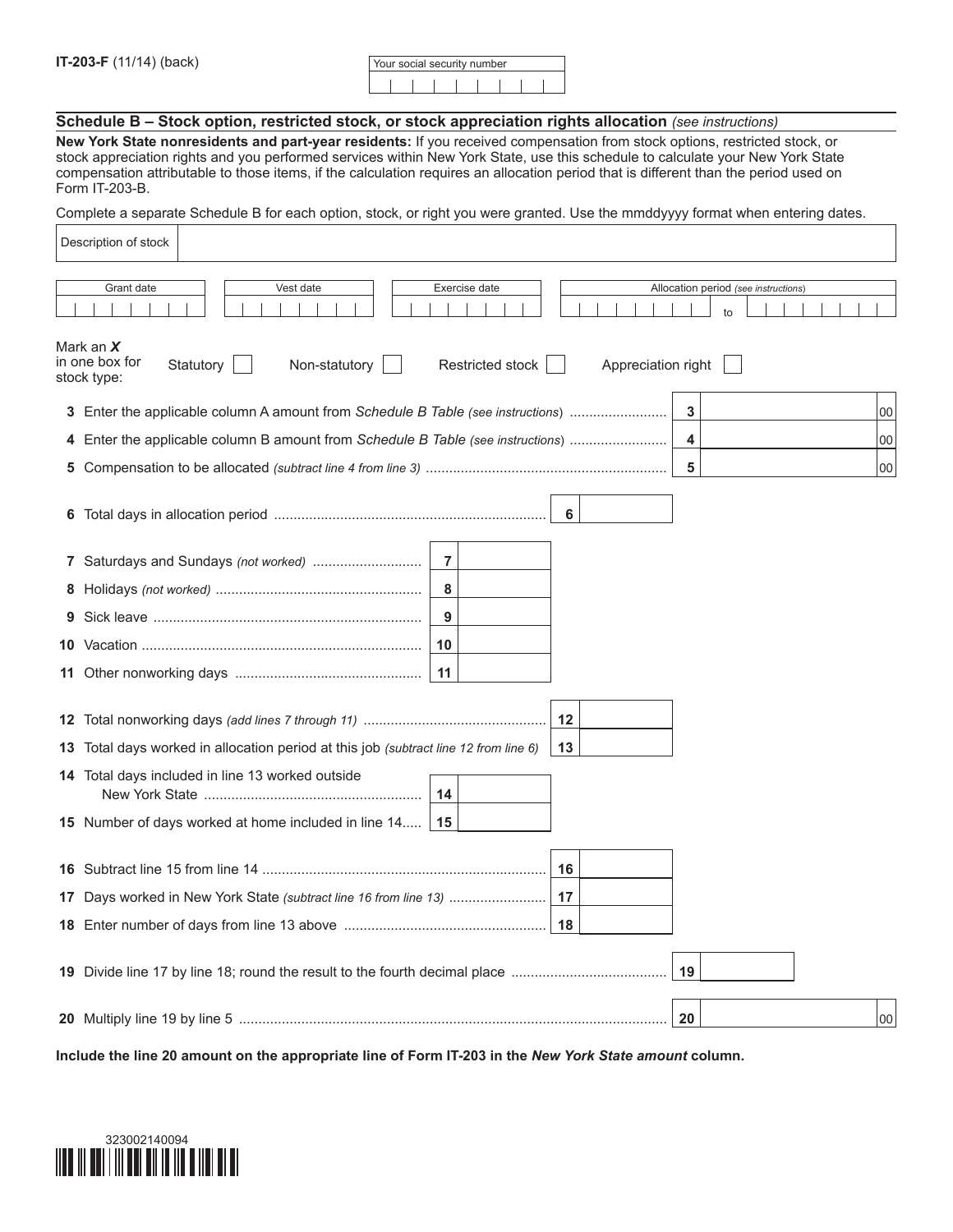IT-203-F (11/14) (back)

Your social security number

## Schedule B – Stock option, restricted stock, or stock appreciation rights allocation *(see instructions)*

**New York State nonresidents and part-year residents:** If you received compensation from stock options, restricted stock, or stock appreciation rights and you performed services within New York State, use this schedule to calculate your New York State compensation attributable to those items, if the calculation requires an allocation period that is different than the period used on Form IT-203-B.

Complete a separate Schedule B for each option, stock, or right you were granted. Use the mmddyyyy format when entering dates.

Description of stock

| Grant date | Vest date | Exercise date | Allocation period *(see instructions)* |
|---|---|---|---|
| | | | to |

Mark an ***X*** in one box for stock type: Statutory ☐ Non-statutory ☐ Restricted stock ☐ Appreciation right ☐

| | | | |
|---|---|---|---|
| 3 | Enter the applicable column A amount from *Schedule B Table* *(see instructions)* | 3 | 00 |
| 4 | Enter the applicable column B amount from *Schedule B Table* *(see instructions)* | 4 | 00 |
| 5 | Compensation to be allocated *(subtract line 4 from line 3)* | 5 | 00 |
| 6 | Total days in allocation period | 6 | |
| 7 | Saturdays and Sundays *(not worked)* | 7 | |
| 8 | Holidays *(not worked)* | 8 | |
| 9 | Sick leave | 9 | |
| 10 | Vacation | 10 | |
| 11 | Other nonworking days | 11 | |
| 12 | Total nonworking days *(add lines 7 through 11)* | 12 | |
| 13 | Total days worked in allocation period at this job *(subtract line 12 from line 6)* | 13 | |
| 14 | Total days included in line 13 worked outside New York State | 14 | |
| 15 | Number of days worked at home included in line 14 | 15 | |
| 16 | Subtract line 15 from line 14 | 16 | |
| 17 | Days worked in New York State *(subtract line 16 from line 13)* | 17 | |
| 18 | Enter number of days from line 13 above | 18 | |
| 19 | Divide line 17 by line 18; round the result to the fourth decimal place | 19 | |
| 20 | Multiply line 19 by line 5 | 20 | 00 |

**Include the line 20 amount on the appropriate line of Form IT-203 in the *New York State amount* column.**

323002140094